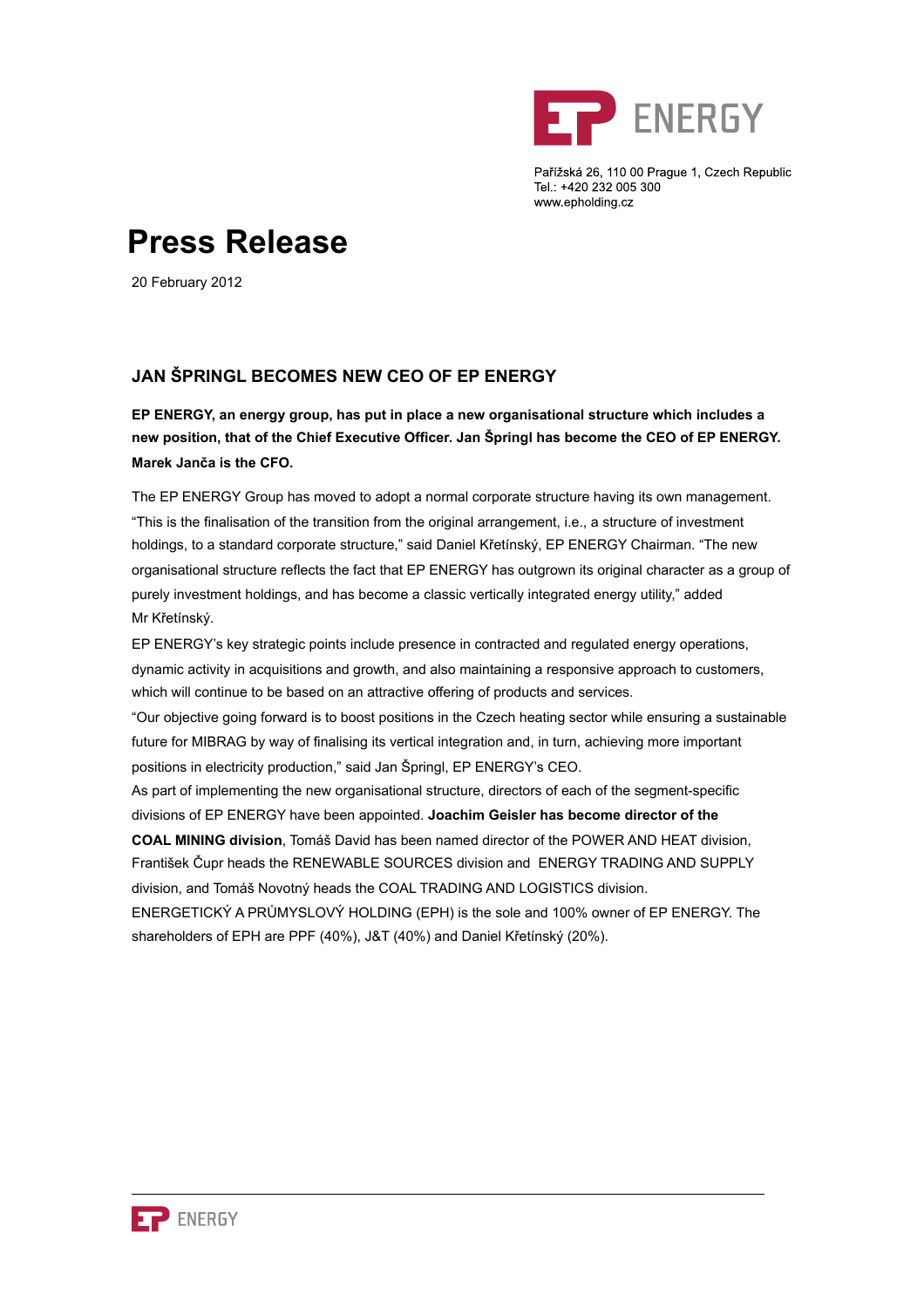Pařížská 26, 110 00 Prague 1, Czech Republic
Tel.: +420 232 005 300
www.epholding.cz

# Press Release

20 February 2012

## JAN ŠPRINGL BECOMES NEW CEO OF EP ENERGY

**EP ENERGY, an energy group, has put in place a new organisational structure which includes a new position, that of the Chief Executive Officer. Jan Špringl has become the CEO of EP ENERGY. Marek Janča is the CFO.**

The EP ENERGY Group has moved to adopt a normal corporate structure having its own management. "This is the finalisation of the transition from the original arrangement, i.e., a structure of investment holdings, to a standard corporate structure," said Daniel Křetínský, EP ENERGY Chairman. "The new organisational structure reflects the fact that EP ENERGY has outgrown its original character as a group of purely investment holdings, and has become a classic vertically integrated energy utility," added Mr Křetínský.

EP ENERGY's key strategic points include presence in contracted and regulated energy operations, dynamic activity in acquisitions and growth, and also maintaining a responsive approach to customers, which will continue to be based on an attractive offering of products and services.

"Our objective going forward is to boost positions in the Czech heating sector while ensuring a sustainable future for MIBRAG by way of finalising its vertical integration and, in turn, achieving more important positions in electricity production," said Jan Špringl, EP ENERGY's CEO.

As part of implementing the new organisational structure, directors of each of the segment-specific divisions of EP ENERGY have been appointed. **Joachim Geisler has become director of the COAL MINING division**, Tomáš David has been named director of the POWER AND HEAT division, František Čupr heads the RENEWABLE SOURCES division and ENERGY TRADING AND SUPPLY division, and Tomáš Novotný heads the COAL TRADING AND LOGISTICS division.

ENERGETICKÝ A PRŮMYSLOVÝ HOLDING (EPH) is the sole and 100% owner of EP ENERGY. The shareholders of EPH are PPF (40%), J&T (40%) and Daniel Křetínský (20%).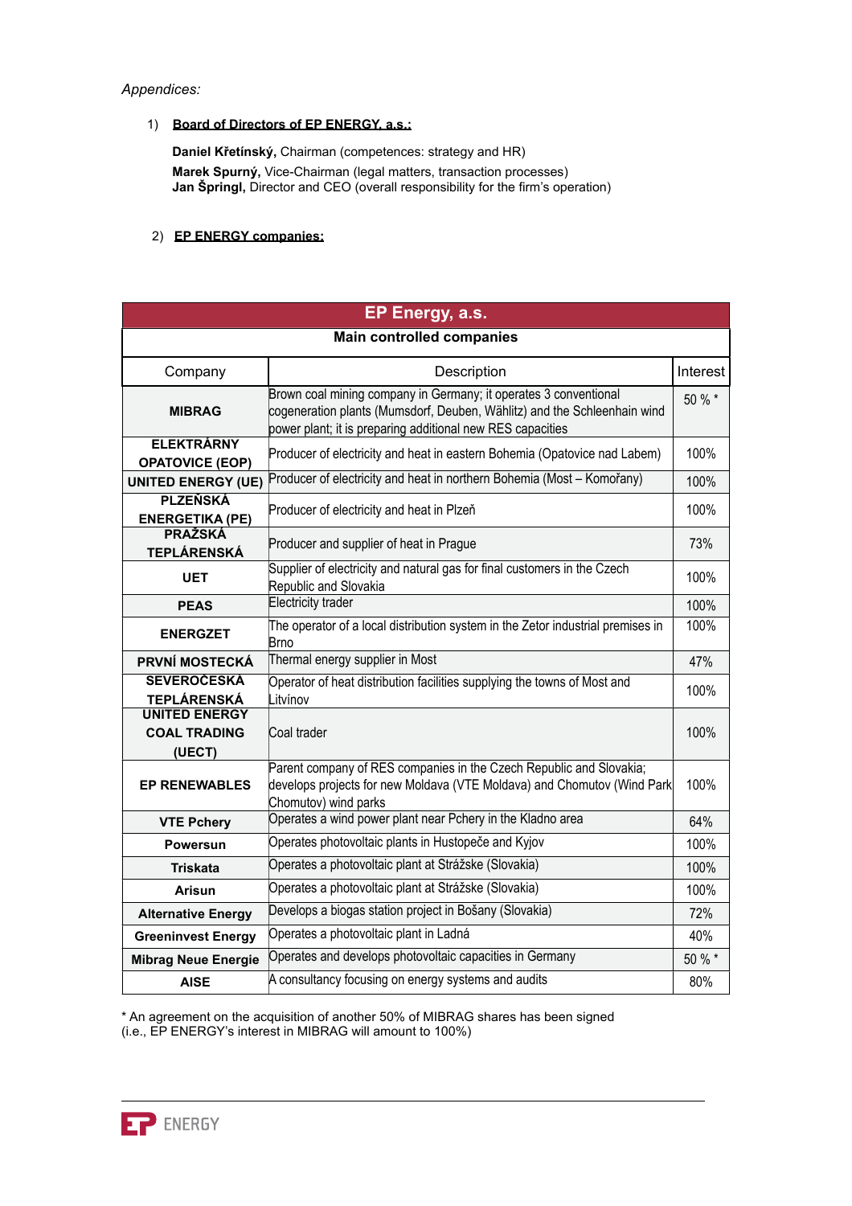*Appendices:*

1) **Board of Directors of EP ENERGY, a.s.:**

**Daniel Křetínský,** Chairman (competences: strategy and HR)
**Marek Spurný,** Vice-Chairman (legal matters, transaction processes)
**Jan Špringl,** Director and CEO (overall responsibility for the firm's operation)

2) **EP ENERGY companies:**

| **EP Energy, a.s.** | | |
|---|---|---|
| **Main controlled companies** | | |
| Company | Description | Interest |
| **MIBRAG** | Brown coal mining company in Germany; it operates 3 conventional cogeneration plants (Mumsdorf, Deuben, Wählitz) and the Schleenhain wind power plant; it is preparing additional new RES capacities | 50 % * |
| **ELEKTRÁRNY OPATOVICE (EOP)** | Producer of electricity and heat in eastern Bohemia (Opatovice nad Labem) | 100% |
| **UNITED ENERGY (UE)** | Producer of electricity and heat in northern Bohemia (Most – Komořany) | 100% |
| **PLZEŇSKÁ ENERGETIKA (PE)** | Producer of electricity and heat in Plzeň | 100% |
| **PRAŽSKÁ TEPLÁRENSKÁ** | Producer and supplier of heat in Prague | 73% |
| **UET** | Supplier of electricity and natural gas for final customers in the Czech Republic and Slovakia | 100% |
| **PEAS** | Electricity trader | 100% |
| **ENERGZET** | The operator of a local distribution system in the Zetor industrial premises in Brno | 100% |
| **PRVNÍ MOSTECKÁ** | Thermal energy supplier in Most | 47% |
| **SEVEROČESKÁ TEPLÁRENSKÁ** | Operator of heat distribution facilities supplying the towns of Most and Litvínov | 100% |
| **UNITED ENERGY COAL TRADING (UECT)** | Coal trader | 100% |
| **EP RENEWABLES** | Parent company of RES companies in the Czech Republic and Slovakia; develops projects for new Moldava (VTE Moldava) and Chomutov (Wind Park Chomutov) wind parks | 100% |
| **VTE Pchery** | Operates a wind power plant near Pchery in the Kladno area | 64% |
| **Powersun** | Operates photovoltaic plants in Hustopeče and Kyjov | 100% |
| **Triskata** | Operates a photovoltaic plant at Strážske (Slovakia) | 100% |
| **Arisun** | Operates a photovoltaic plant at Strážske (Slovakia) | 100% |
| **Alternative Energy** | Develops a biogas station project in Bošany (Slovakia) | 72% |
| **Greeninvest Energy** | Operates a photovoltaic plant in Ladná | 40% |
| **Mibrag Neue Energie** | Operates and develops photovoltaic capacities in Germany | 50 % * |
| **AISE** | A consultancy focusing on energy systems and audits | 80% |

* An agreement on the acquisition of another 50% of MIBRAG shares has been signed (i.e., EP ENERGY's interest in MIBRAG will amount to 100%)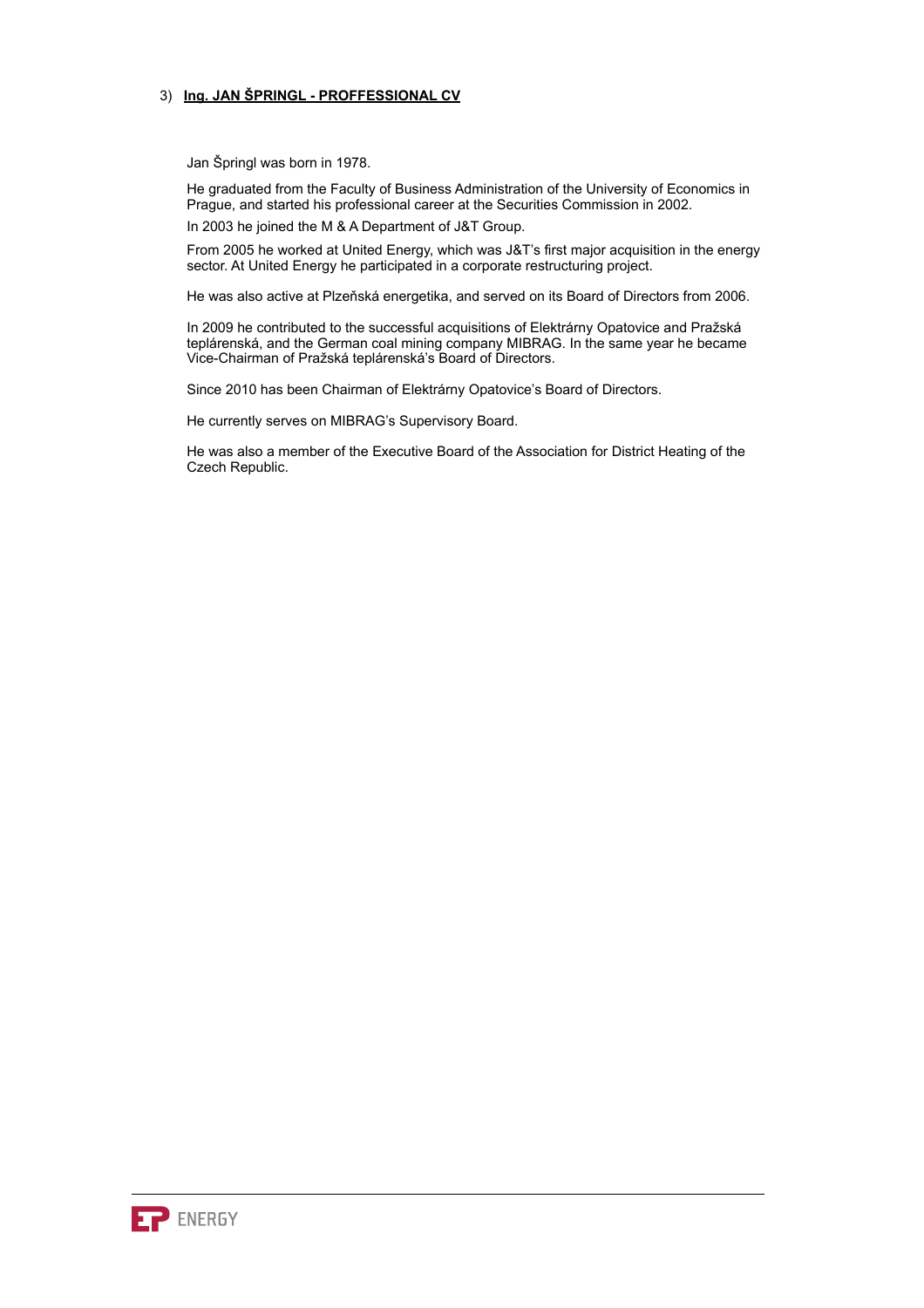3) **Ing. JAN ŠPRINGL - PROFFESSIONAL CV**

Jan Špringl was born in 1978.

He graduated from the Faculty of Business Administration of the University of Economics in Prague, and started his professional career at the Securities Commission in 2002.

In 2003 he joined the M & A Department of J&T Group.

From 2005 he worked at United Energy, which was J&T's first major acquisition in the energy sector. At United Energy he participated in a corporate restructuring project.

He was also active at Plzeňská energetika, and served on its Board of Directors from 2006.

In 2009 he contributed to the successful acquisitions of Elektrárny Opatovice and Pražská teplárenská, and the German coal mining company MIBRAG. In the same year he became Vice-Chairman of Pražská teplárenská's Board of Directors.

Since 2010 has been Chairman of Elektrárny Opatovice's Board of Directors.

He currently serves on MIBRAG's Supervisory Board.

He was also a member of the Executive Board of the Association for District Heating of the Czech Republic.